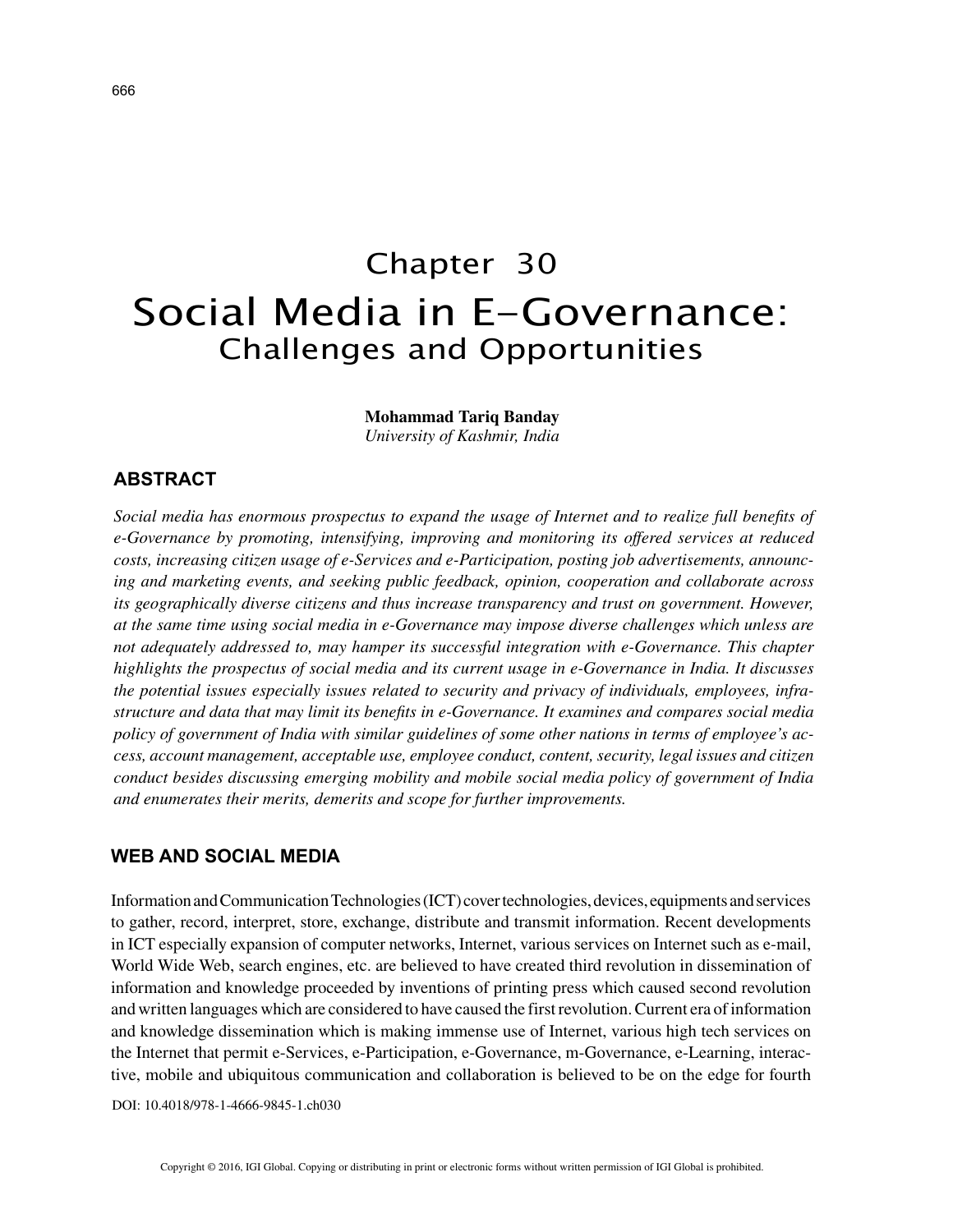# Chapter 30

# Social Media in E-Governance: Challenges and Opportunities

**Mohammad Tariq Banday**
*University of Kashmir, India*

## ABSTRACT

*Social media has enormous prospectus to expand the usage of Internet and to realize full benefits of e-Governance by promoting, intensifying, improving and monitoring its offered services at reduced costs, increasing citizen usage of e-Services and e-Participation, posting job advertisements, announcing and marketing events, and seeking public feedback, opinion, cooperation and collaborate across its geographically diverse citizens and thus increase transparency and trust on government. However, at the same time using social media in e-Governance may impose diverse challenges which unless are not adequately addressed to, may hamper its successful integration with e-Governance. This chapter highlights the prospectus of social media and its current usage in e-Governance in India. It discusses the potential issues especially issues related to security and privacy of individuals, employees, infrastructure and data that may limit its benefits in e-Governance. It examines and compares social media policy of government of India with similar guidelines of some other nations in terms of employee's access, account management, acceptable use, employee conduct, content, security, legal issues and citizen conduct besides discussing emerging mobility and mobile social media policy of government of India and enumerates their merits, demerits and scope for further improvements.*

## WEB AND SOCIAL MEDIA

Information and Communication Technologies (ICT) cover technologies, devices, equipments and services to gather, record, interpret, store, exchange, distribute and transmit information. Recent developments in ICT especially expansion of computer networks, Internet, various services on Internet such as e-mail, World Wide Web, search engines, etc. are believed to have created third revolution in dissemination of information and knowledge proceeded by inventions of printing press which caused second revolution and written languages which are considered to have caused the first revolution. Current era of information and knowledge dissemination which is making immense use of Internet, various high tech services on the Internet that permit e-Services, e-Participation, e-Governance, m-Governance, e-Learning, interactive, mobile and ubiquitous communication and collaboration is believed to be on the edge for fourth

DOI: 10.4018/978-1-4666-9845-1.ch030

Copyright © 2016, IGI Global. Copying or distributing in print or electronic forms without written permission of IGI Global is prohibited.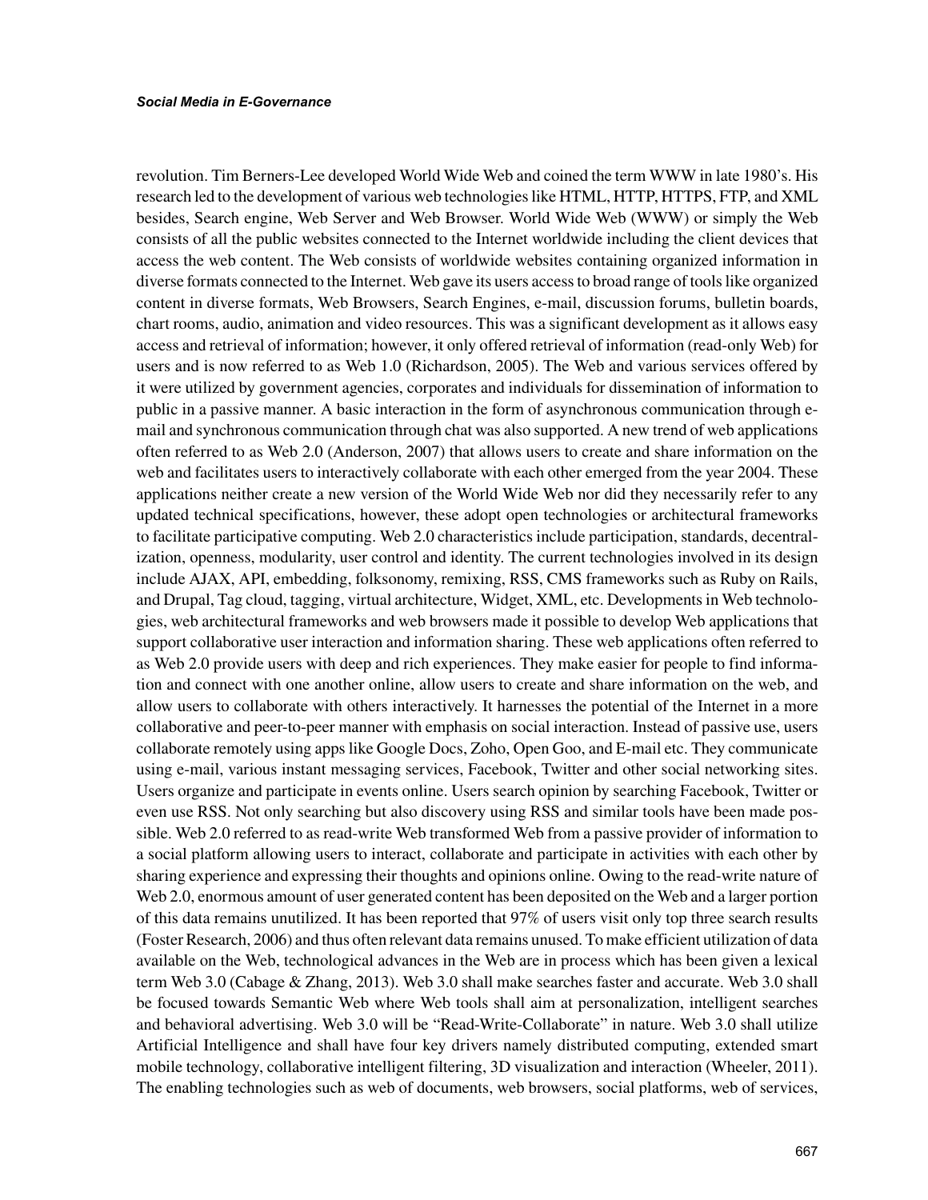revolution. Tim Berners-Lee developed World Wide Web and coined the term WWW in late 1980's. His research led to the development of various web technologies like HTML, HTTP, HTTPS, FTP, and XML besides, Search engine, Web Server and Web Browser. World Wide Web (WWW) or simply the Web consists of all the public websites connected to the Internet worldwide including the client devices that access the web content. The Web consists of worldwide websites containing organized information in diverse formats connected to the Internet. Web gave its users access to broad range of tools like organized content in diverse formats, Web Browsers, Search Engines, e-mail, discussion forums, bulletin boards, chart rooms, audio, animation and video resources. This was a significant development as it allows easy access and retrieval of information; however, it only offered retrieval of information (read-only Web) for users and is now referred to as Web 1.0 (Richardson, 2005). The Web and various services offered by it were utilized by government agencies, corporates and individuals for dissemination of information to public in a passive manner. A basic interaction in the form of asynchronous communication through e-mail and synchronous communication through chat was also supported. A new trend of web applications often referred to as Web 2.0 (Anderson, 2007) that allows users to create and share information on the web and facilitates users to interactively collaborate with each other emerged from the year 2004. These applications neither create a new version of the World Wide Web nor did they necessarily refer to any updated technical specifications, however, these adopt open technologies or architectural frameworks to facilitate participative computing. Web 2.0 characteristics include participation, standards, decentralization, openness, modularity, user control and identity. The current technologies involved in its design include AJAX, API, embedding, folksonomy, remixing, RSS, CMS frameworks such as Ruby on Rails, and Drupal, Tag cloud, tagging, virtual architecture, Widget, XML, etc. Developments in Web technologies, web architectural frameworks and web browsers made it possible to develop Web applications that support collaborative user interaction and information sharing. These web applications often referred to as Web 2.0 provide users with deep and rich experiences. They make easier for people to find information and connect with one another online, allow users to create and share information on the web, and allow users to collaborate with others interactively. It harnesses the potential of the Internet in a more collaborative and peer-to-peer manner with emphasis on social interaction. Instead of passive use, users collaborate remotely using apps like Google Docs, Zoho, Open Goo, and E-mail etc. They communicate using e-mail, various instant messaging services, Facebook, Twitter and other social networking sites. Users organize and participate in events online. Users search opinion by searching Facebook, Twitter or even use RSS. Not only searching but also discovery using RSS and similar tools have been made possible. Web 2.0 referred to as read-write Web transformed Web from a passive provider of information to a social platform allowing users to interact, collaborate and participate in activities with each other by sharing experience and expressing their thoughts and opinions online. Owing to the read-write nature of Web 2.0, enormous amount of user generated content has been deposited on the Web and a larger portion of this data remains unutilized. It has been reported that 97% of users visit only top three search results (Foster Research, 2006) and thus often relevant data remains unused. To make efficient utilization of data available on the Web, technological advances in the Web are in process which has been given a lexical term Web 3.0 (Cabage & Zhang, 2013). Web 3.0 shall make searches faster and accurate. Web 3.0 shall be focused towards Semantic Web where Web tools shall aim at personalization, intelligent searches and behavioral advertising. Web 3.0 will be "Read-Write-Collaborate" in nature. Web 3.0 shall utilize Artificial Intelligence and shall have four key drivers namely distributed computing, extended smart mobile technology, collaborative intelligent filtering, 3D visualization and interaction (Wheeler, 2011). The enabling technologies such as web of documents, web browsers, social platforms, web of services,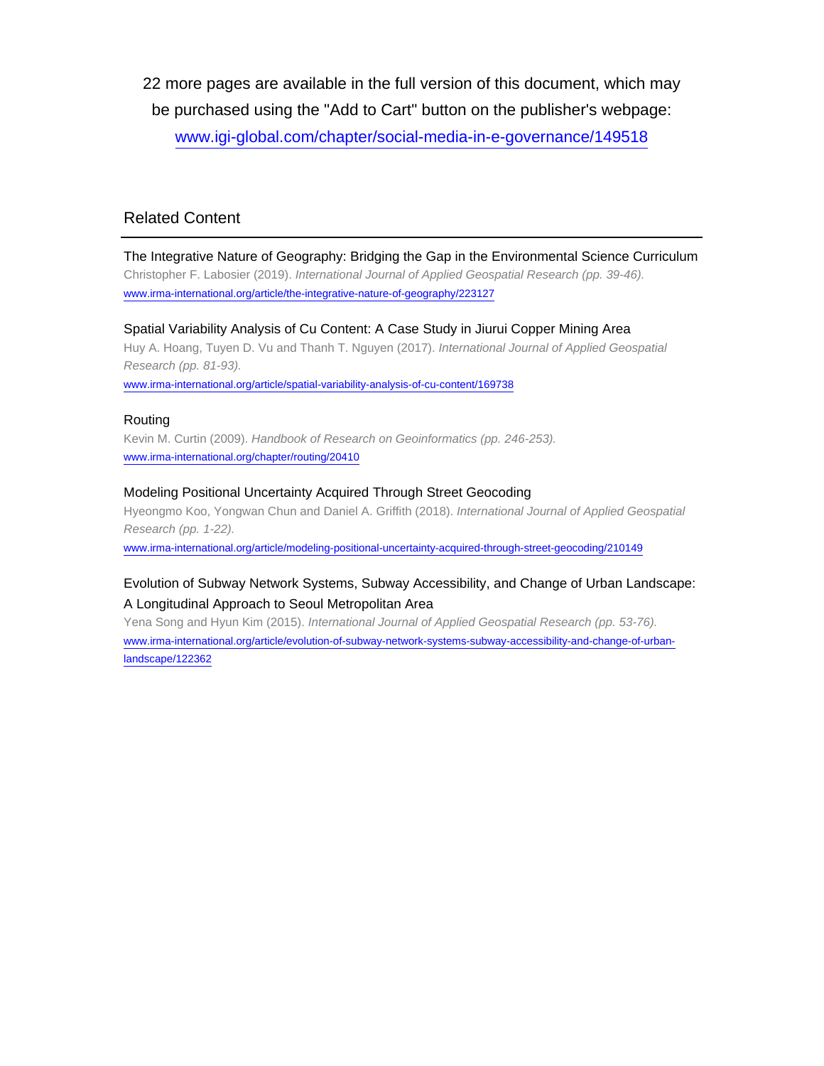22 more pages are available in the full version of this document, which may be purchased using the "Add to Cart" button on the publisher's webpage: www.igi-global.com/chapter/social-media-in-e-governance/149518

## Related Content

The Integrative Nature of Geography: Bridging the Gap in the Environmental Science Curriculum
Christopher F. Labosier (2019). *International Journal of Applied Geospatial Research (pp. 39-46).*
www.irma-international.org/article/the-integrative-nature-of-geography/223127

Spatial Variability Analysis of Cu Content: A Case Study in Jiurui Copper Mining Area
Huy A. Hoang, Tuyen D. Vu and Thanh T. Nguyen (2017). *International Journal of Applied Geospatial Research (pp. 81-93).*
www.irma-international.org/article/spatial-variability-analysis-of-cu-content/169738

Routing
Kevin M. Curtin (2009). *Handbook of Research on Geoinformatics (pp. 246-253).*
www.irma-international.org/chapter/routing/20410

Modeling Positional Uncertainty Acquired Through Street Geocoding
Hyeongmo Koo, Yongwan Chun and Daniel A. Griffith (2018). *International Journal of Applied Geospatial Research (pp. 1-22).*
www.irma-international.org/article/modeling-positional-uncertainty-acquired-through-street-geocoding/210149

Evolution of Subway Network Systems, Subway Accessibility, and Change of Urban Landscape: A Longitudinal Approach to Seoul Metropolitan Area
Yena Song and Hyun Kim (2015). *International Journal of Applied Geospatial Research (pp. 53-76).*
www.irma-international.org/article/evolution-of-subway-network-systems-subway-accessibility-and-change-of-urban-landscape/122362